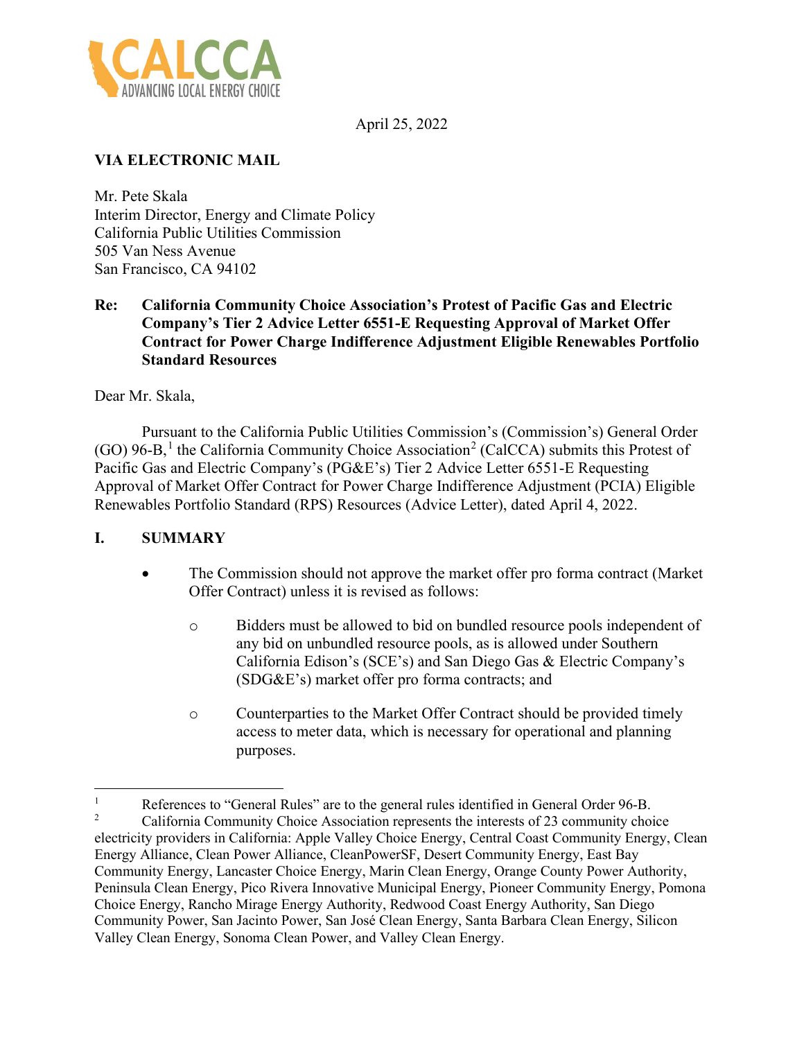CALCCA
ADVANCING LOCAL ENERGY CHOICE

April 25, 2022

**VIA ELECTRONIC MAIL**

Mr. Pete Skala
Interim Director, Energy and Climate Policy
California Public Utilities Commission
505 Van Ness Avenue
San Francisco, CA 94102

**Re: California Community Choice Association's Protest of Pacific Gas and Electric Company's Tier 2 Advice Letter 6551-E Requesting Approval of Market Offer Contract for Power Charge Indifference Adjustment Eligible Renewables Portfolio Standard Resources**

Dear Mr. Skala,

Pursuant to the California Public Utilities Commission's (Commission's) General Order (GO) 96-B,[1] the California Community Choice Association[2] (CalCCA) submits this Protest of Pacific Gas and Electric Company's (PG&E's) Tier 2 Advice Letter 6551-E Requesting Approval of Market Offer Contract for Power Charge Indifference Adjustment (PCIA) Eligible Renewables Portfolio Standard (RPS) Resources (Advice Letter), dated April 4, 2022.

## I. SUMMARY

- The Commission should not approve the market offer pro forma contract (Market Offer Contract) unless it is revised as follows:
  - Bidders must be allowed to bid on bundled resource pools independent of any bid on unbundled resource pools, as is allowed under Southern California Edison's (SCE's) and San Diego Gas & Electric Company's (SDG&E's) market offer pro forma contracts; and
  - Counterparties to the Market Offer Contract should be provided timely access to meter data, which is necessary for operational and planning purposes.

---

[1] References to "General Rules" are to the general rules identified in General Order 96-B.

[2] California Community Choice Association represents the interests of 23 community choice electricity providers in California: Apple Valley Choice Energy, Central Coast Community Energy, Clean Energy Alliance, Clean Power Alliance, CleanPowerSF, Desert Community Energy, East Bay Community Energy, Lancaster Choice Energy, Marin Clean Energy, Orange County Power Authority, Peninsula Clean Energy, Pico Rivera Innovative Municipal Energy, Pioneer Community Energy, Pomona Choice Energy, Rancho Mirage Energy Authority, Redwood Coast Energy Authority, San Diego Community Power, San Jacinto Power, San José Clean Energy, Santa Barbara Clean Energy, Silicon Valley Clean Energy, Sonoma Clean Power, and Valley Clean Energy.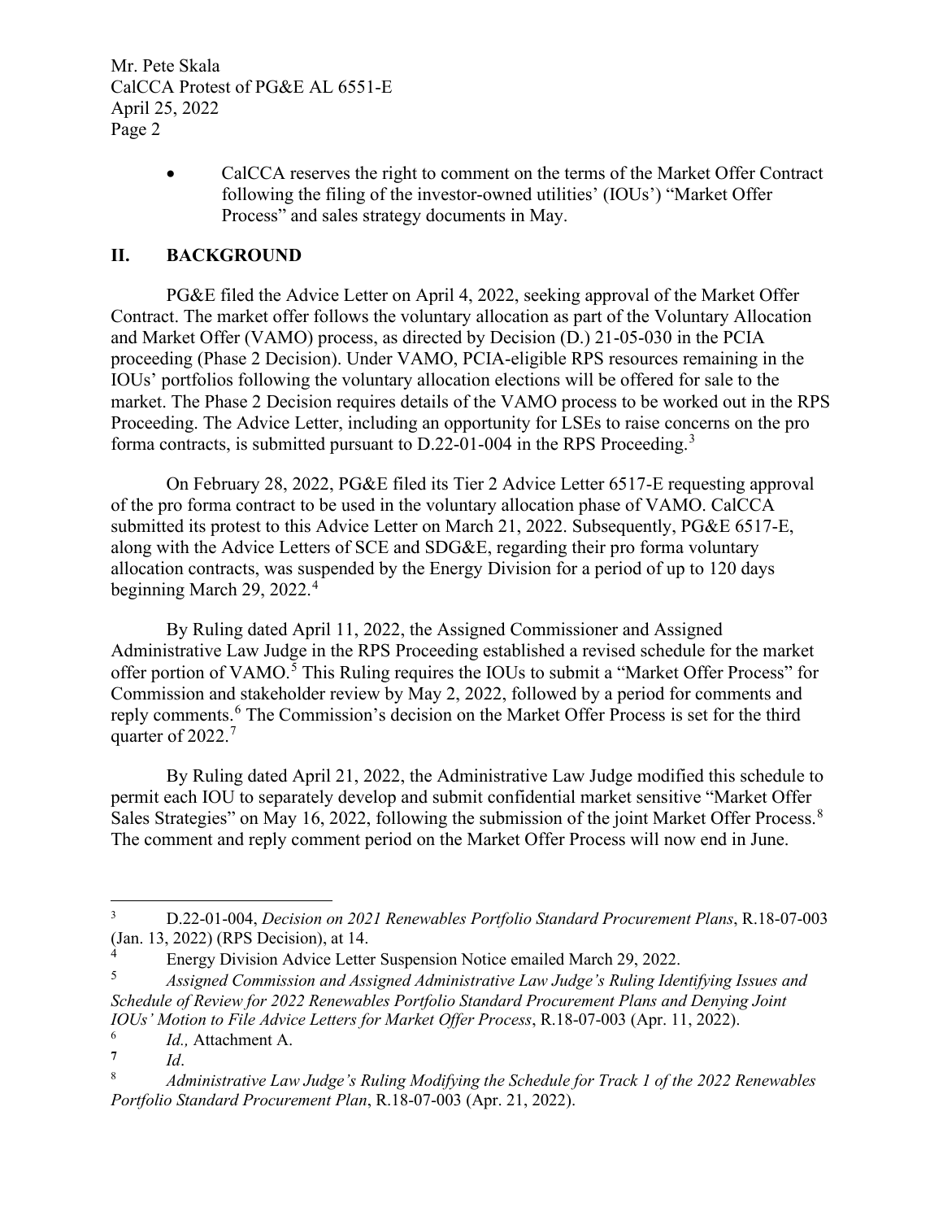- CalCCA reserves the right to comment on the terms of the Market Offer Contract following the filing of the investor-owned utilities' (IOUs') "Market Offer Process" and sales strategy documents in May.

## II. BACKGROUND

PG&E filed the Advice Letter on April 4, 2022, seeking approval of the Market Offer Contract. The market offer follows the voluntary allocation as part of the Voluntary Allocation and Market Offer (VAMO) process, as directed by Decision (D.) 21-05-030 in the PCIA proceeding (Phase 2 Decision). Under VAMO, PCIA-eligible RPS resources remaining in the IOUs' portfolios following the voluntary allocation elections will be offered for sale to the market. The Phase 2 Decision requires details of the VAMO process to be worked out in the RPS Proceeding. The Advice Letter, including an opportunity for LSEs to raise concerns on the pro forma contracts, is submitted pursuant to D.22-01-004 in the RPS Proceeding.[3]

On February 28, 2022, PG&E filed its Tier 2 Advice Letter 6517-E requesting approval of the pro forma contract to be used in the voluntary allocation phase of VAMO. CalCCA submitted its protest to this Advice Letter on March 21, 2022. Subsequently, PG&E 6517-E, along with the Advice Letters of SCE and SDG&E, regarding their pro forma voluntary allocation contracts, was suspended by the Energy Division for a period of up to 120 days beginning March 29, 2022.[4]

By Ruling dated April 11, 2022, the Assigned Commissioner and Assigned Administrative Law Judge in the RPS Proceeding established a revised schedule for the market offer portion of VAMO.[5] This Ruling requires the IOUs to submit a "Market Offer Process" for Commission and stakeholder review by May 2, 2022, followed by a period for comments and reply comments.[6] The Commission's decision on the Market Offer Process is set for the third quarter of 2022.[7]

By Ruling dated April 21, 2022, the Administrative Law Judge modified this schedule to permit each IOU to separately develop and submit confidential market sensitive "Market Offer Sales Strategies" on May 16, 2022, following the submission of the joint Market Offer Process.[8] The comment and reply comment period on the Market Offer Process will now end in June.

---

[3] D.22-01-004, *Decision on 2021 Renewables Portfolio Standard Procurement Plans*, R.18-07-003 (Jan. 13, 2022) (RPS Decision), at 14.

[4] Energy Division Advice Letter Suspension Notice emailed March 29, 2022.

[5] *Assigned Commission and Assigned Administrative Law Judge's Ruling Identifying Issues and Schedule of Review for 2022 Renewables Portfolio Standard Procurement Plans and Denying Joint IOUs' Motion to File Advice Letters for Market Offer Process*, R.18-07-003 (Apr. 11, 2022).

[6] *Id.,* Attachment A.

[7] *Id*.

[8] *Administrative Law Judge's Ruling Modifying the Schedule for Track 1 of the 2022 Renewables Portfolio Standard Procurement Plan*, R.18-07-003 (Apr. 21, 2022).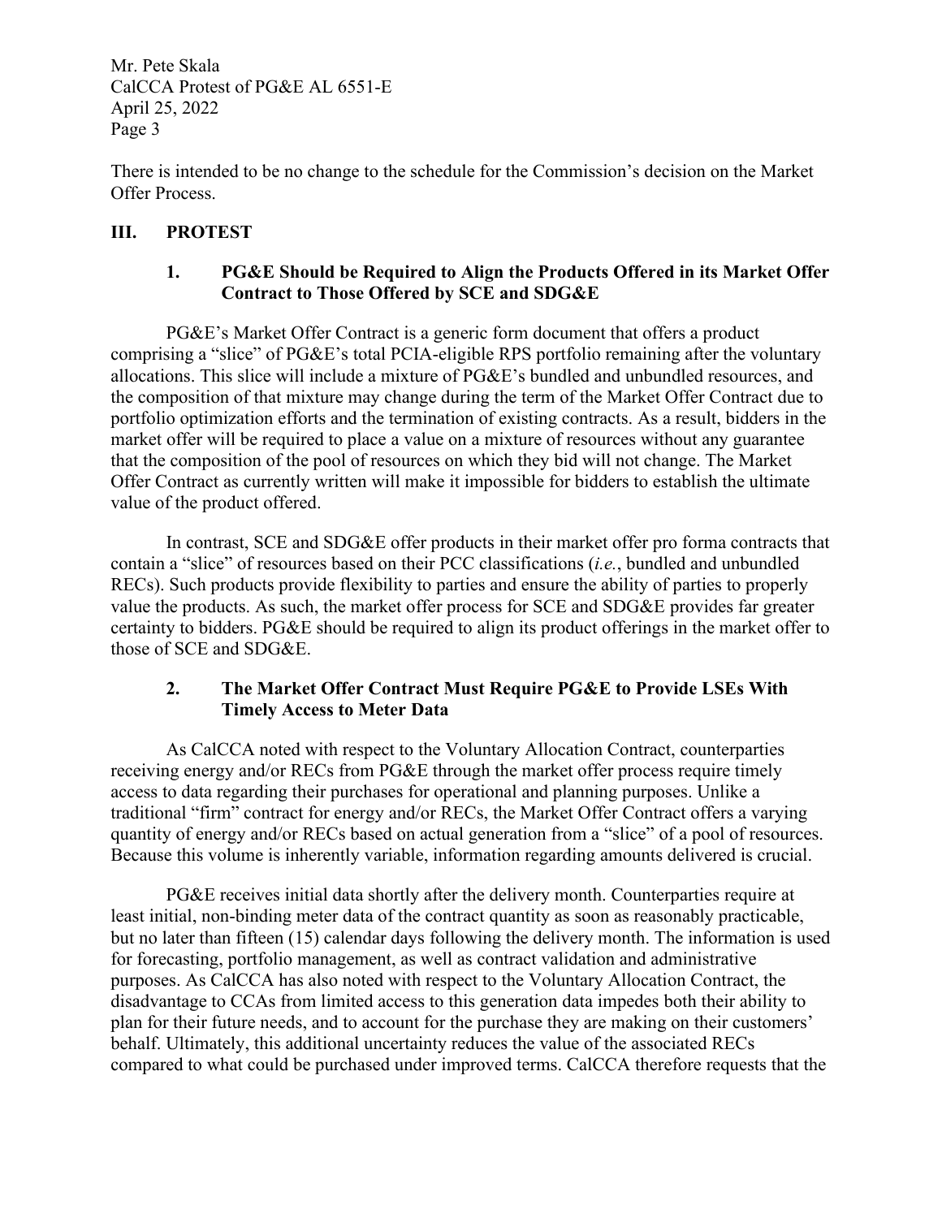There is intended to be no change to the schedule for the Commission's decision on the Market Offer Process.

## III. PROTEST

### 1. PG&E Should be Required to Align the Products Offered in its Market Offer Contract to Those Offered by SCE and SDG&E

PG&E's Market Offer Contract is a generic form document that offers a product comprising a "slice" of PG&E's total PCIA-eligible RPS portfolio remaining after the voluntary allocations. This slice will include a mixture of PG&E's bundled and unbundled resources, and the composition of that mixture may change during the term of the Market Offer Contract due to portfolio optimization efforts and the termination of existing contracts. As a result, bidders in the market offer will be required to place a value on a mixture of resources without any guarantee that the composition of the pool of resources on which they bid will not change. The Market Offer Contract as currently written will make it impossible for bidders to establish the ultimate value of the product offered.

In contrast, SCE and SDG&E offer products in their market offer pro forma contracts that contain a "slice" of resources based on their PCC classifications (*i.e.*, bundled and unbundled RECs). Such products provide flexibility to parties and ensure the ability of parties to properly value the products. As such, the market offer process for SCE and SDG&E provides far greater certainty to bidders. PG&E should be required to align its product offerings in the market offer to those of SCE and SDG&E.

### 2. The Market Offer Contract Must Require PG&E to Provide LSEs With Timely Access to Meter Data

As CalCCA noted with respect to the Voluntary Allocation Contract, counterparties receiving energy and/or RECs from PG&E through the market offer process require timely access to data regarding their purchases for operational and planning purposes. Unlike a traditional "firm" contract for energy and/or RECs, the Market Offer Contract offers a varying quantity of energy and/or RECs based on actual generation from a "slice" of a pool of resources. Because this volume is inherently variable, information regarding amounts delivered is crucial.

PG&E receives initial data shortly after the delivery month. Counterparties require at least initial, non-binding meter data of the contract quantity as soon as reasonably practicable, but no later than fifteen (15) calendar days following the delivery month. The information is used for forecasting, portfolio management, as well as contract validation and administrative purposes. As CalCCA has also noted with respect to the Voluntary Allocation Contract, the disadvantage to CCAs from limited access to this generation data impedes both their ability to plan for their future needs, and to account for the purchase they are making on their customers' behalf. Ultimately, this additional uncertainty reduces the value of the associated RECs compared to what could be purchased under improved terms. CalCCA therefore requests that the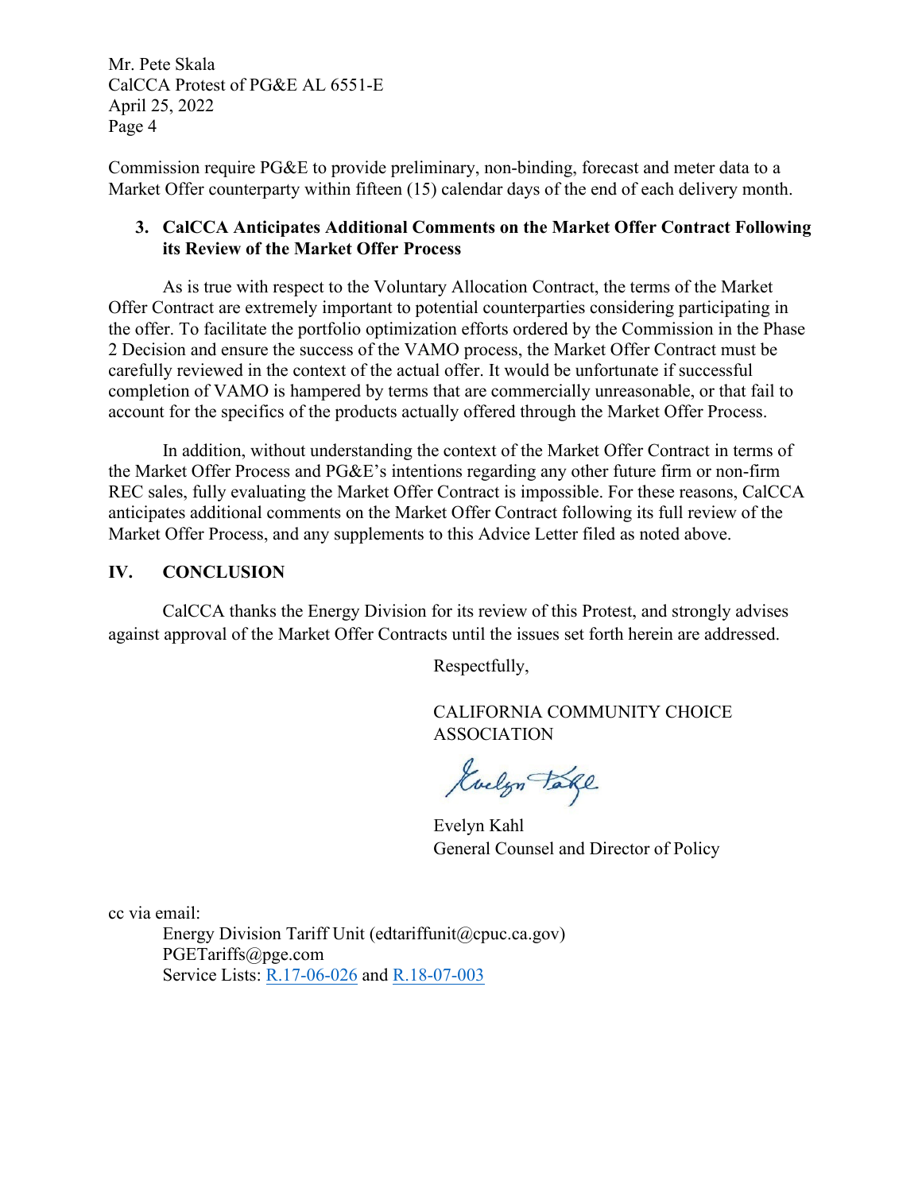Commission require PG&E to provide preliminary, non-binding, forecast and meter data to a Market Offer counterparty within fifteen (15) calendar days of the end of each delivery month.

### 3. CalCCA Anticipates Additional Comments on the Market Offer Contract Following its Review of the Market Offer Process

As is true with respect to the Voluntary Allocation Contract, the terms of the Market Offer Contract are extremely important to potential counterparties considering participating in the offer. To facilitate the portfolio optimization efforts ordered by the Commission in the Phase 2 Decision and ensure the success of the VAMO process, the Market Offer Contract must be carefully reviewed in the context of the actual offer. It would be unfortunate if successful completion of VAMO is hampered by terms that are commercially unreasonable, or that fail to account for the specifics of the products actually offered through the Market Offer Process.

In addition, without understanding the context of the Market Offer Contract in terms of the Market Offer Process and PG&E's intentions regarding any other future firm or non-firm REC sales, fully evaluating the Market Offer Contract is impossible. For these reasons, CalCCA anticipates additional comments on the Market Offer Contract following its full review of the Market Offer Process, and any supplements to this Advice Letter filed as noted above.

## IV. CONCLUSION

CalCCA thanks the Energy Division for its review of this Protest, and strongly advises against approval of the Market Offer Contracts until the issues set forth herein are addressed.

Respectfully,

CALIFORNIA COMMUNITY CHOICE ASSOCIATION

Evelyn Kahl
General Counsel and Director of Policy

cc via email:
Energy Division Tariff Unit (edtariffunit@cpuc.ca.gov)
PGETariffs@pge.com
Service Lists: R.17-06-026 and R.18-07-003